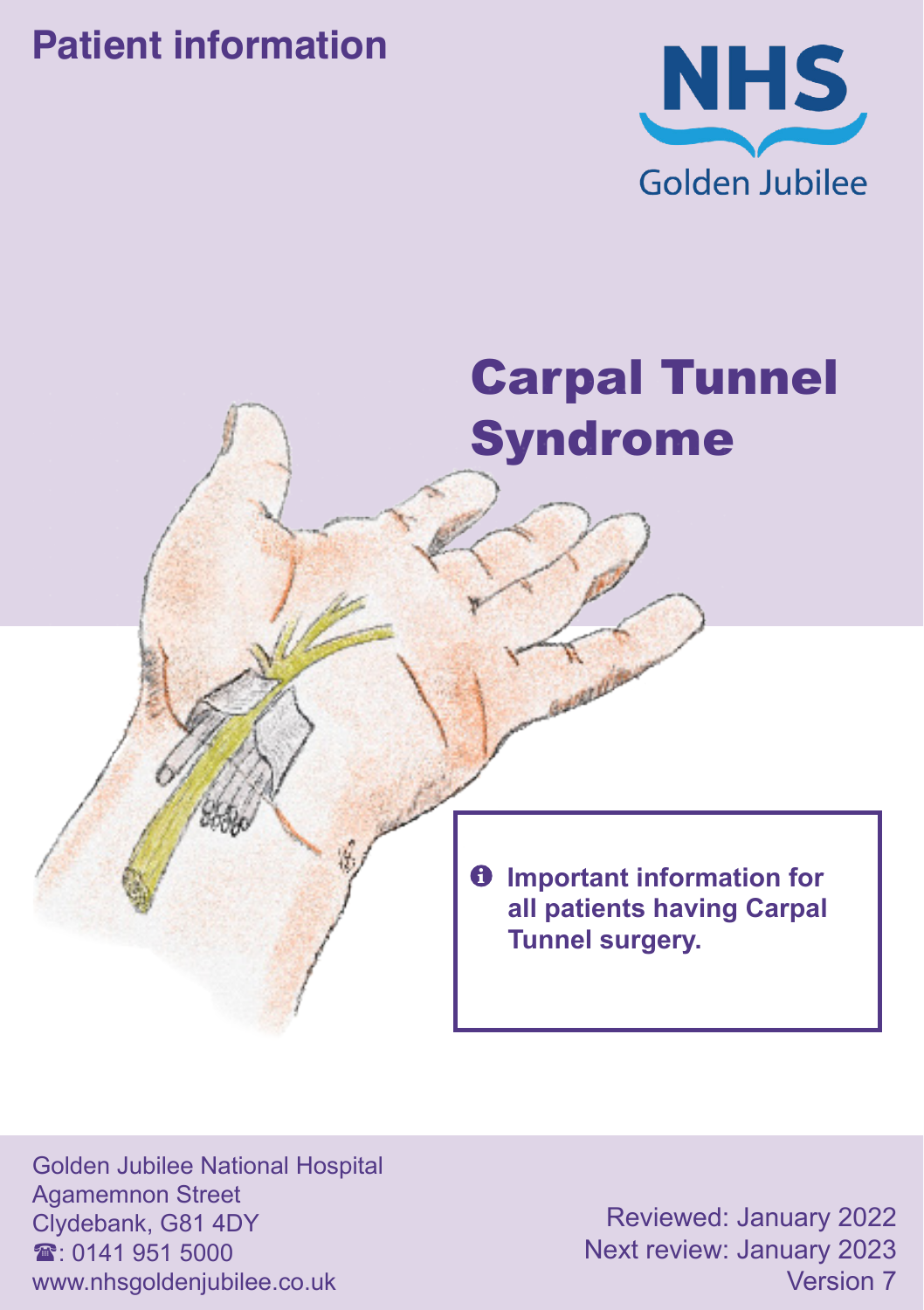**Patient information**

NHS
Golden Jubilee

# Carpal Tunnel Syndrome

ℹ **Important information for all patients having Carpal Tunnel surgery.**

Golden Jubilee National Hospital
Agamemnon Street
Clydebank, G81 4DY
☎: 0141 951 5000
www.nhsgoldenjubilee.co.uk

Reviewed: January 2022
Next review: January 2023
Version 7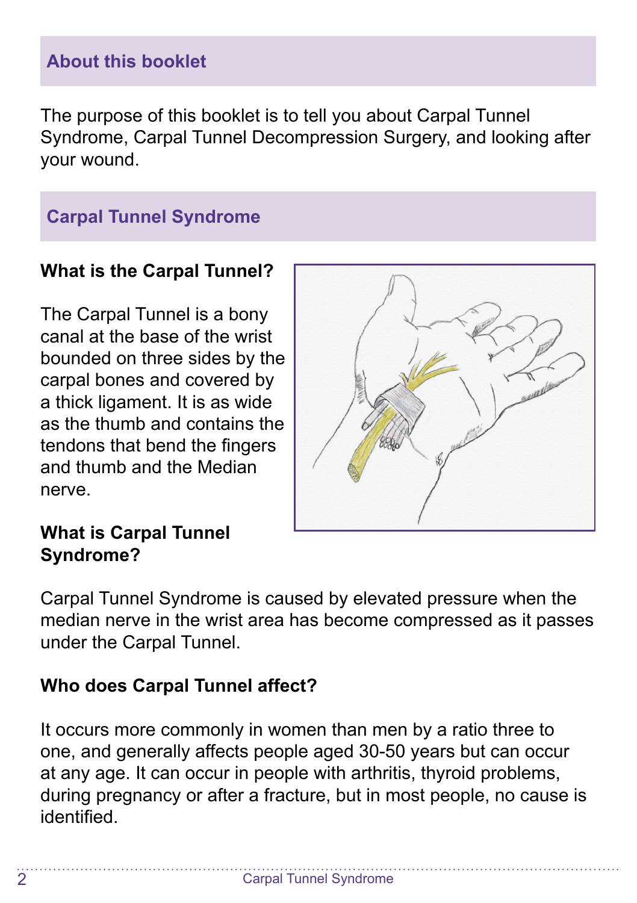## About this booklet

The purpose of this booklet is to tell you about Carpal Tunnel Syndrome, Carpal Tunnel Decompression Surgery, and looking after your wound.

## Carpal Tunnel Syndrome

### What is the Carpal Tunnel?

The Carpal Tunnel is a bony canal at the base of the wrist bounded on three sides by the carpal bones and covered by a thick ligament. It is as wide as the thumb and contains the tendons that bend the fingers and thumb and the Median nerve.

### What is Carpal Tunnel Syndrome?

Carpal Tunnel Syndrome is caused by elevated pressure when the median nerve in the wrist area has become compressed as it passes under the Carpal Tunnel.

### Who does Carpal Tunnel affect?

It occurs more commonly in women than men by a ratio three to one, and generally affects people aged 30-50 years but can occur at any age. It can occur in people with arthritis, thyroid problems, during pregnancy or after a fracture, but in most people, no cause is identified.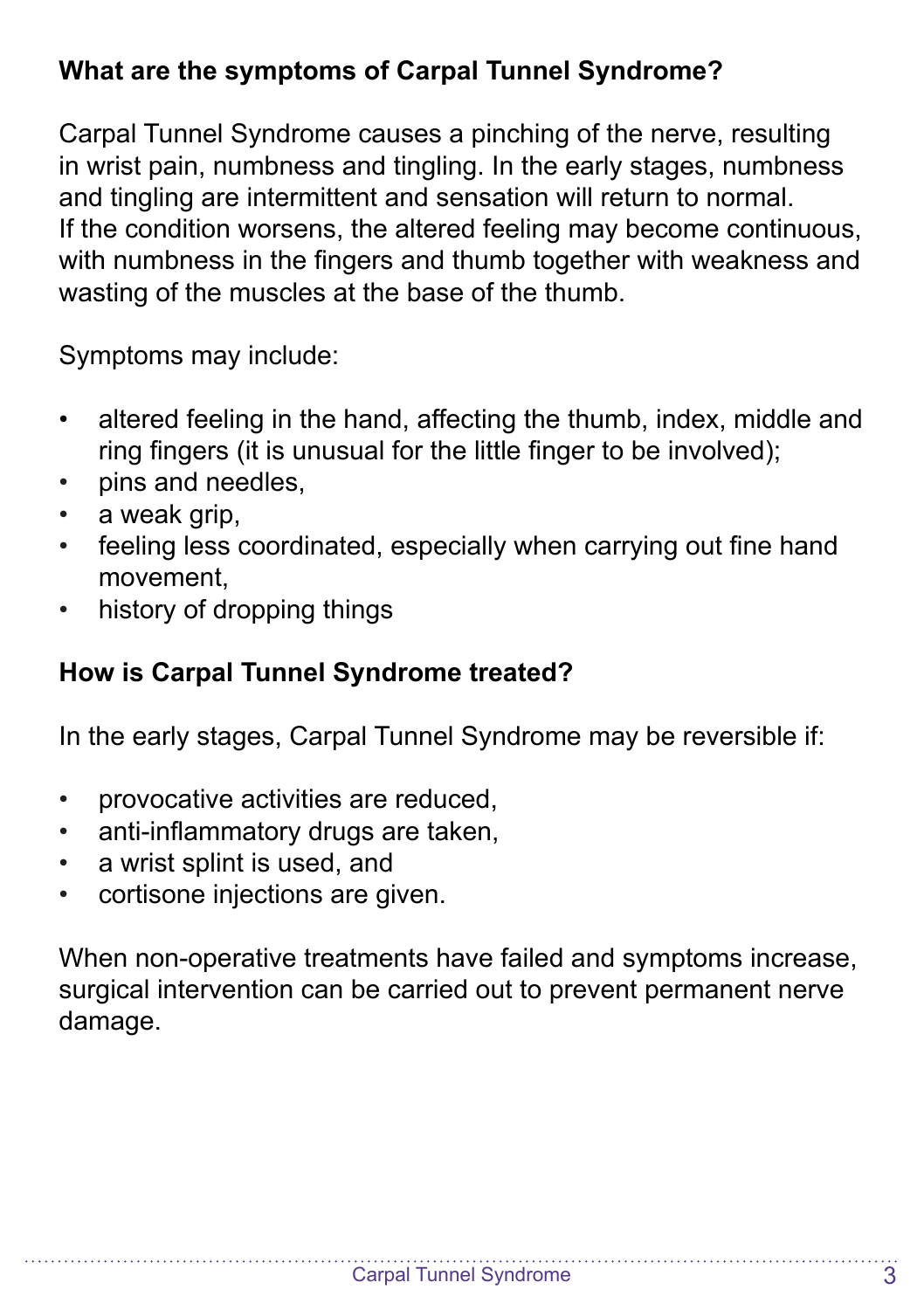## What are the symptoms of Carpal Tunnel Syndrome?

Carpal Tunnel Syndrome causes a pinching of the nerve, resulting in wrist pain, numbness and tingling. In the early stages, numbness and tingling are intermittent and sensation will return to normal. If the condition worsens, the altered feeling may become continuous, with numbness in the fingers and thumb together with weakness and wasting of the muscles at the base of the thumb.

Symptoms may include:

- altered feeling in the hand, affecting the thumb, index, middle and ring fingers (it is unusual for the little finger to be involved);
- pins and needles,
- a weak grip,
- feeling less coordinated, especially when carrying out fine hand movement,
- history of dropping things

## How is Carpal Tunnel Syndrome treated?

In the early stages, Carpal Tunnel Syndrome may be reversible if:

- provocative activities are reduced,
- anti-inflammatory drugs are taken,
- a wrist splint is used, and
- cortisone injections are given.

When non-operative treatments have failed and symptoms increase, surgical intervention can be carried out to prevent permanent nerve damage.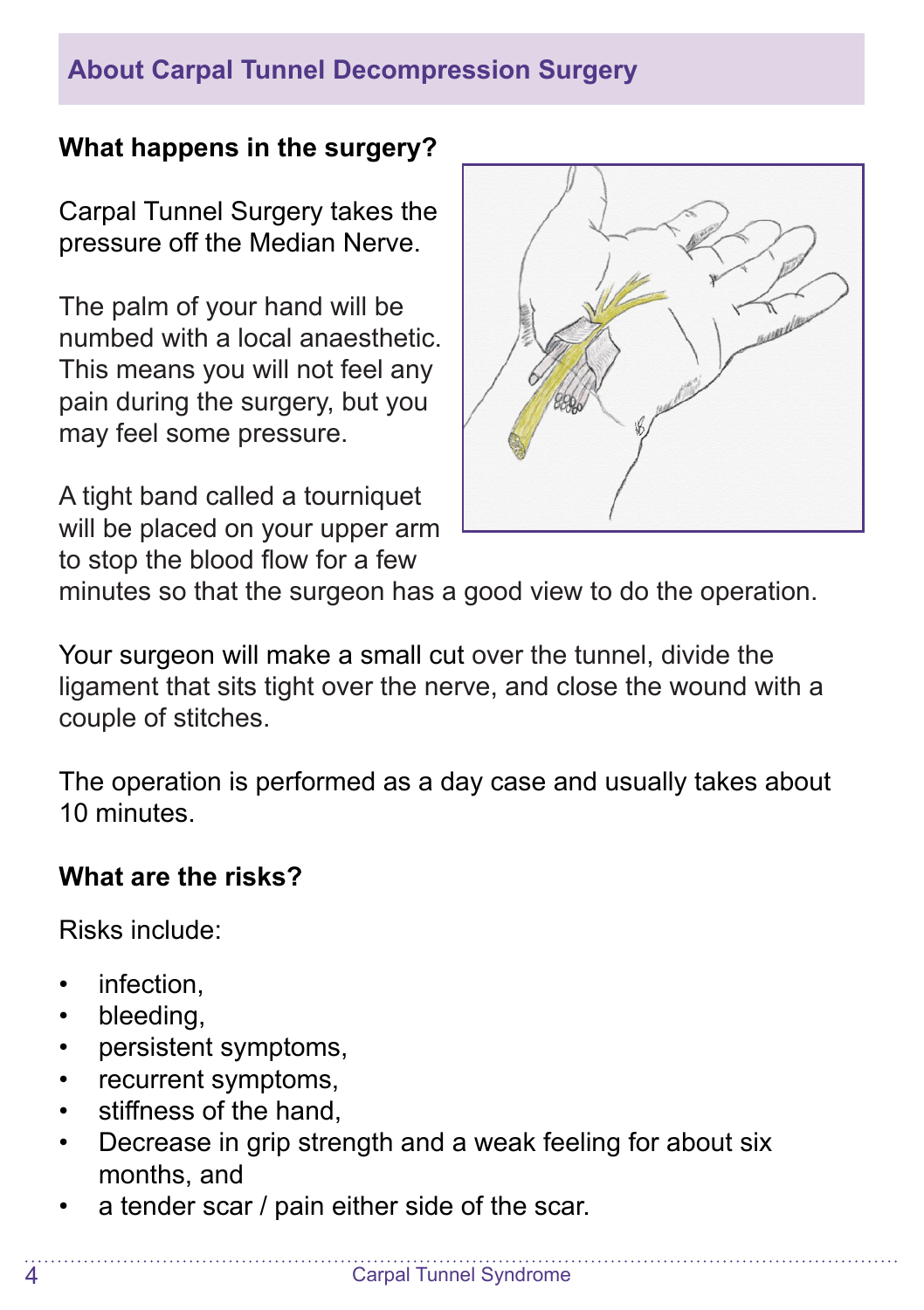## About Carpal Tunnel Decompression Surgery

### What happens in the surgery?

Carpal Tunnel Surgery takes the pressure off the Median Nerve.

The palm of your hand will be numbed with a local anaesthetic. This means you will not feel any pain during the surgery, but you may feel some pressure.

A tight band called a tourniquet will be placed on your upper arm to stop the blood flow for a few minutes so that the surgeon has a good view to do the operation.

Your surgeon will make a small cut over the tunnel, divide the ligament that sits tight over the nerve, and close the wound with a couple of stitches.

The operation is performed as a day case and usually takes about 10 minutes.

### What are the risks?

Risks include:

- infection,
- bleeding,
- persistent symptoms,
- recurrent symptoms,
- stiffness of the hand,
- Decrease in grip strength and a weak feeling for about six months, and
- a tender scar / pain either side of the scar.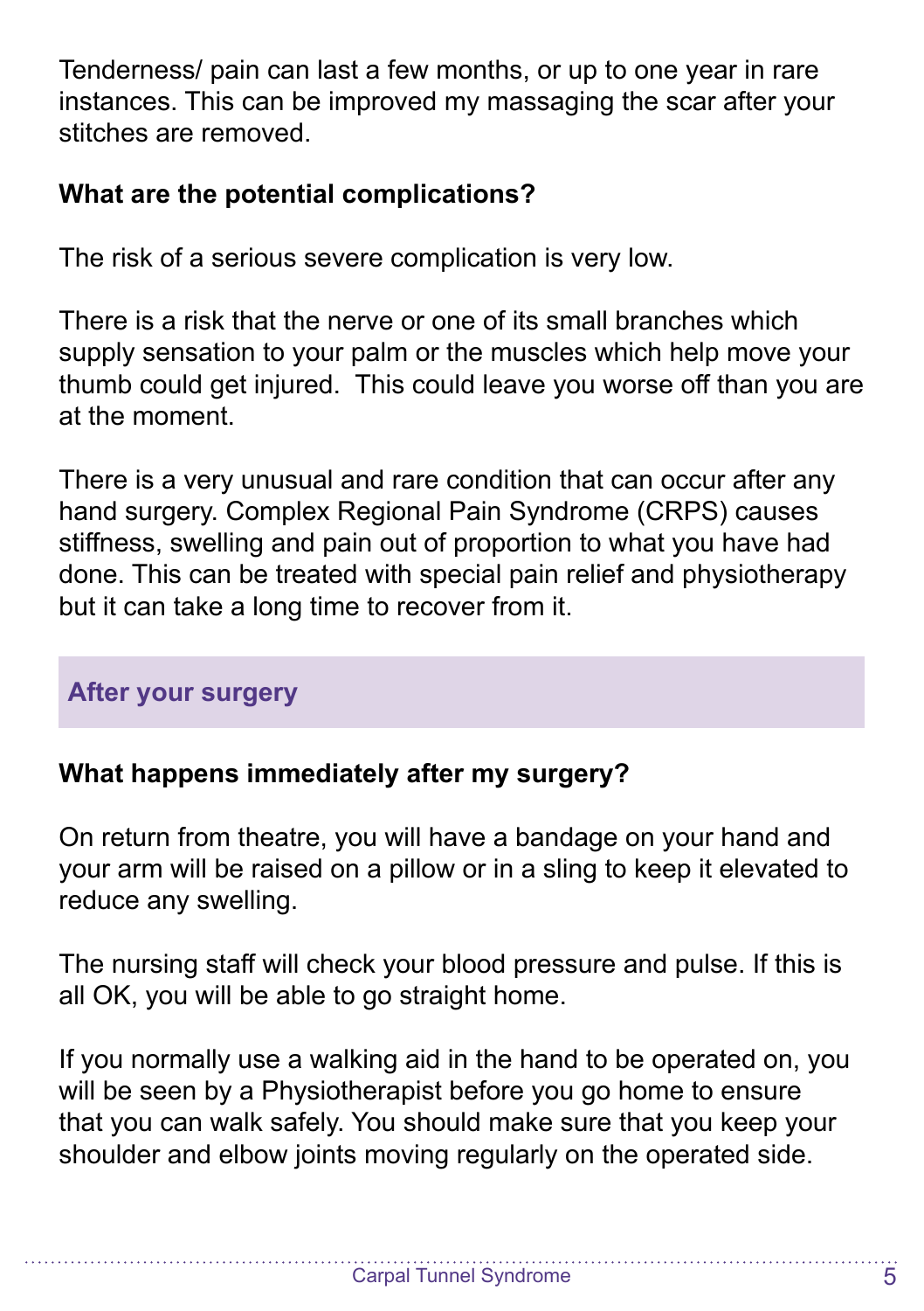Tenderness/ pain can last a few months, or up to one year in rare instances. This can be improved my massaging the scar after your stitches are removed.

**What are the potential complications?**

The risk of a serious severe complication is very low.

There is a risk that the nerve or one of its small branches which supply sensation to your palm or the muscles which help move your thumb could get injured.  This could leave you worse off than you are at the moment.

There is a very unusual and rare condition that can occur after any hand surgery. Complex Regional Pain Syndrome (CRPS) causes stiffness, swelling and pain out of proportion to what you have had done. This can be treated with special pain relief and physiotherapy but it can take a long time to recover from it.

## After your surgery

**What happens immediately after my surgery?**

On return from theatre, you will have a bandage on your hand and your arm will be raised on a pillow or in a sling to keep it elevated to reduce any swelling.

The nursing staff will check your blood pressure and pulse. If this is all OK, you will be able to go straight home.

If you normally use a walking aid in the hand to be operated on, you will be seen by a Physiotherapist before you go home to ensure that you can walk safely. You should make sure that you keep your shoulder and elbow joints moving regularly on the operated side.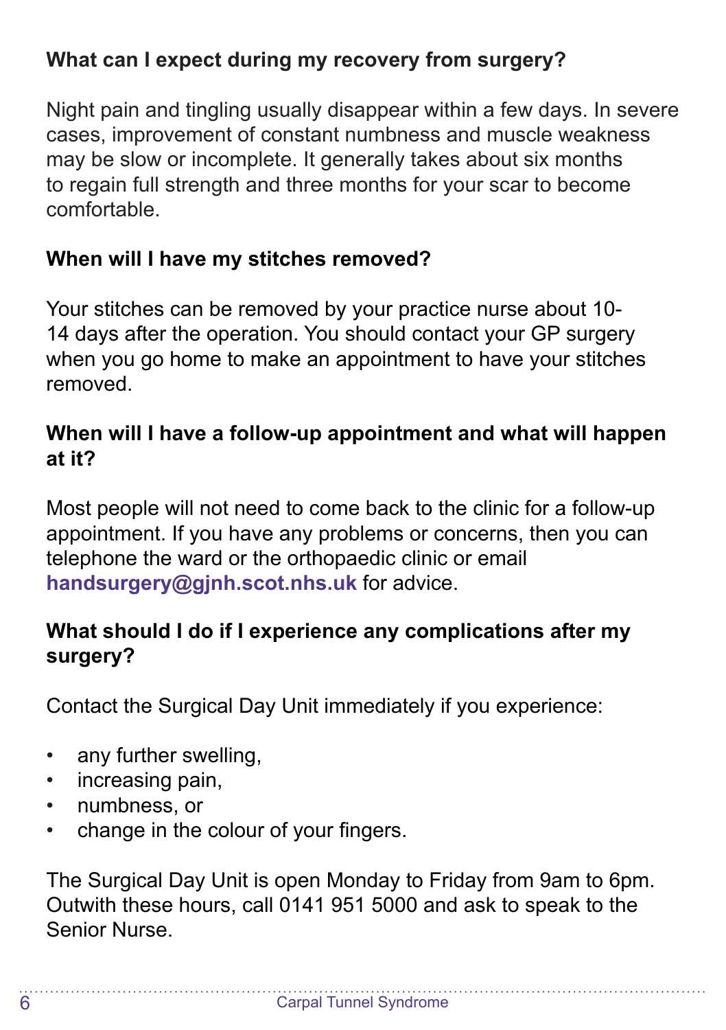**What can I expect during my recovery from surgery?**

Night pain and tingling usually disappear within a few days. In severe cases, improvement of constant numbness and muscle weakness may be slow or incomplete. It generally takes about six months to regain full strength and three months for your scar to become comfortable.

**When will I have my stitches removed?**

Your stitches can be removed by your practice nurse about 10-14 days after the operation. You should contact your GP surgery when you go home to make an appointment to have your stitches removed.

**When will I have a follow-up appointment and what will happen at it?**

Most people will not need to come back to the clinic for a follow-up appointment. If you have any problems or concerns, then you can telephone the ward or the orthopaedic clinic or email **handsurgery@gjnh.scot.nhs.uk** for advice.

**What should I do if I experience any complications after my surgery?**

Contact the Surgical Day Unit immediately if you experience:

- any further swelling,
- increasing pain,
- numbness, or
- change in the colour of your fingers.

The Surgical Day Unit is open Monday to Friday from 9am to 6pm. Outwith these hours, call 0141 951 5000 and ask to speak to the Senior Nurse.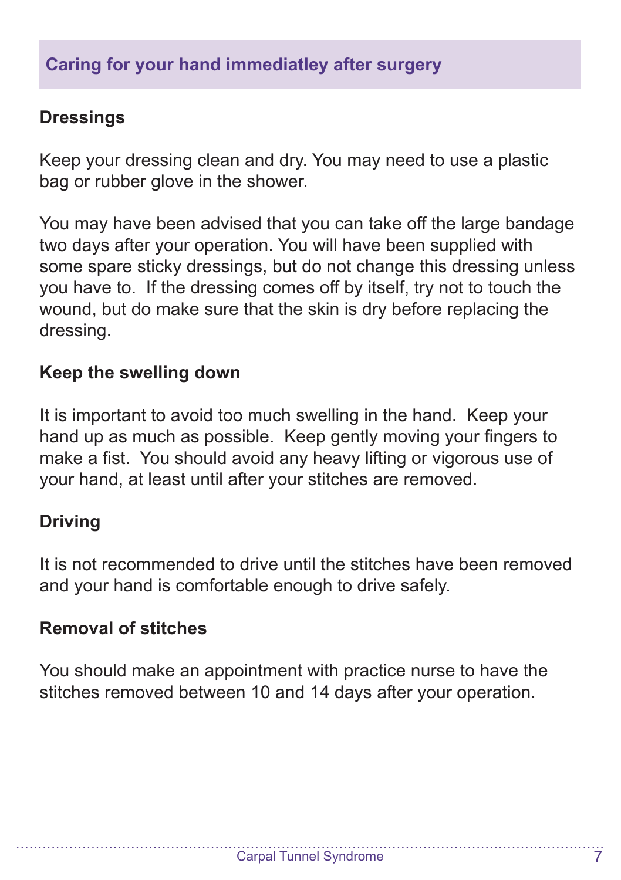## Caring for your hand immediatley after surgery

### Dressings

Keep your dressing clean and dry. You may need to use a plastic bag or rubber glove in the shower.

You may have been advised that you can take off the large bandage two days after your operation. You will have been supplied with some spare sticky dressings, but do not change this dressing unless you have to. If the dressing comes off by itself, try not to touch the wound, but do make sure that the skin is dry before replacing the dressing.

### Keep the swelling down

It is important to avoid too much swelling in the hand. Keep your hand up as much as possible. Keep gently moving your fingers to make a fist. You should avoid any heavy lifting or vigorous use of your hand, at least until after your stitches are removed.

### Driving

It is not recommended to drive until the stitches have been removed and your hand is comfortable enough to drive safely.

### Removal of stitches

You should make an appointment with practice nurse to have the stitches removed between 10 and 14 days after your operation.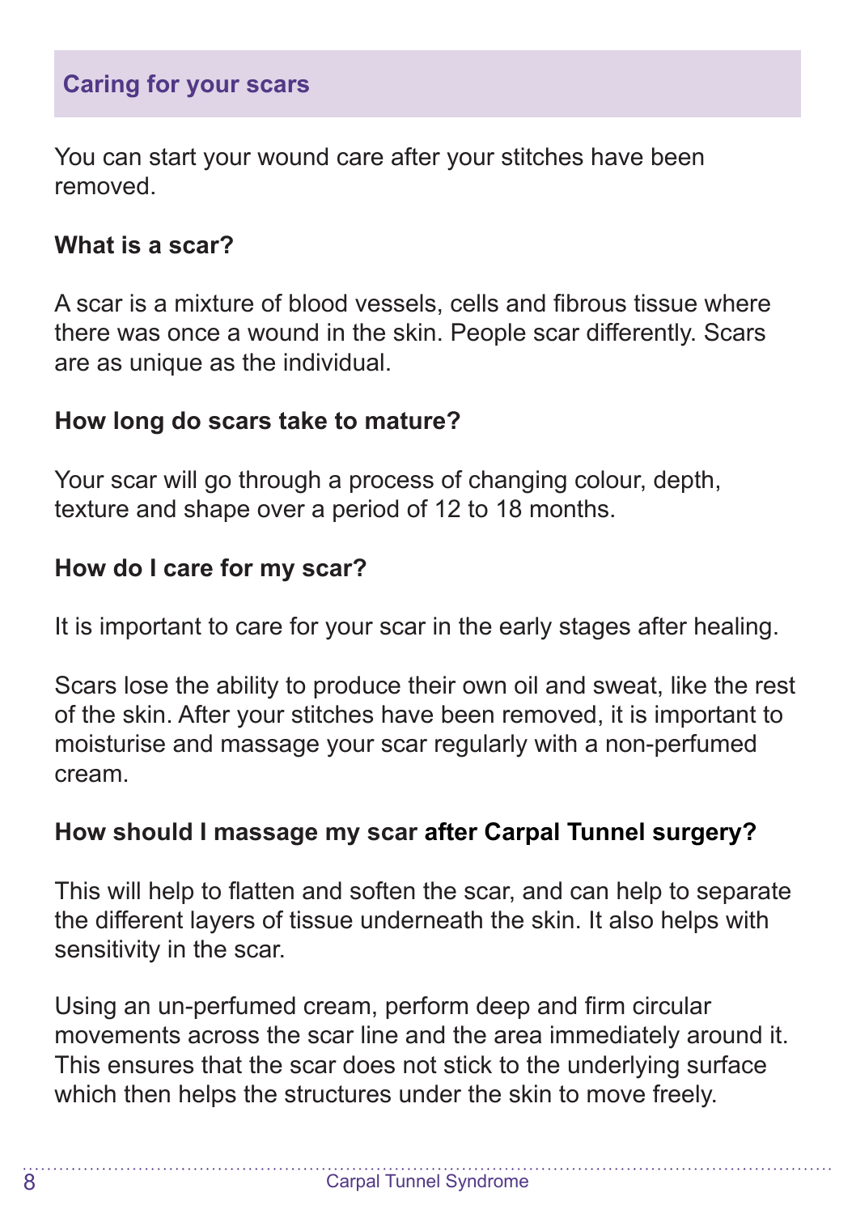## Caring for your scars

You can start your wound care after your stitches have been removed.

### What is a scar?

A scar is a mixture of blood vessels, cells and fibrous tissue where there was once a wound in the skin. People scar differently. Scars are as unique as the individual.

### How long do scars take to mature?

Your scar will go through a process of changing colour, depth, texture and shape over a period of 12 to 18 months.

### How do I care for my scar?

It is important to care for your scar in the early stages after healing.

Scars lose the ability to produce their own oil and sweat, like the rest of the skin. After your stitches have been removed, it is important to moisturise and massage your scar regularly with a non-perfumed cream.

### How should I massage my scar after Carpal Tunnel surgery?

This will help to flatten and soften the scar, and can help to separate the different layers of tissue underneath the skin. It also helps with sensitivity in the scar.

Using an un-perfumed cream, perform deep and firm circular movements across the scar line and the area immediately around it. This ensures that the scar does not stick to the underlying surface which then helps the structures under the skin to move freely.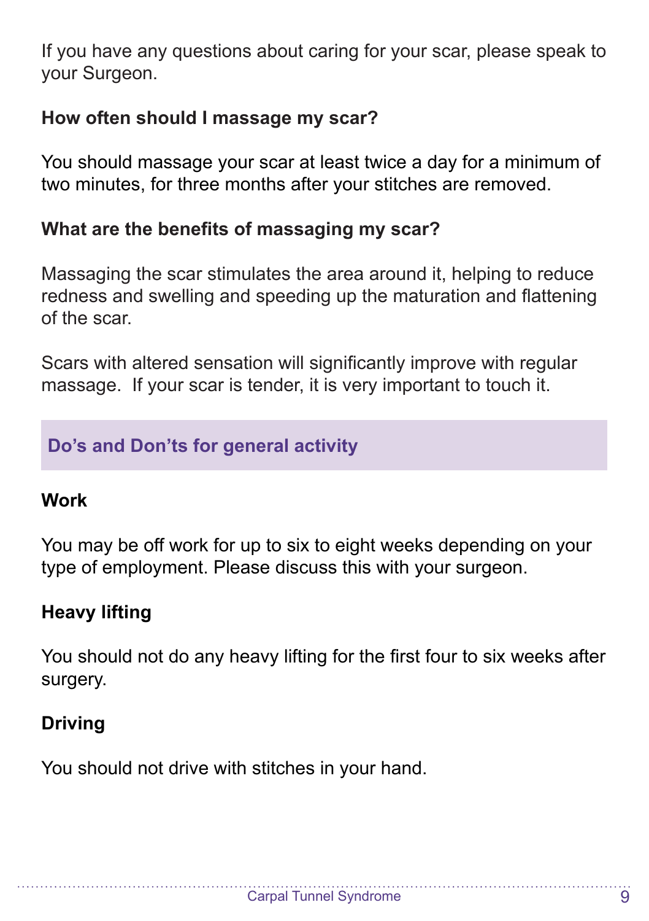If you have any questions about caring for your scar, please speak to your Surgeon.

**How often should I massage my scar?**

You should massage your scar at least twice a day for a minimum of two minutes, for three months after your stitches are removed.

**What are the benefits of massaging my scar?**

Massaging the scar stimulates the area around it, helping to reduce redness and swelling and speeding up the maturation and flattening of the scar.

Scars with altered sensation will significantly improve with regular massage.  If your scar is tender, it is very important to touch it.

## Do’s and Don’ts for general activity

**Work**

You may be off work for up to six to eight weeks depending on your type of employment. Please discuss this with your surgeon.

**Heavy lifting**

You should not do any heavy lifting for the first four to six weeks after surgery.

**Driving**

You should not drive with stitches in your hand.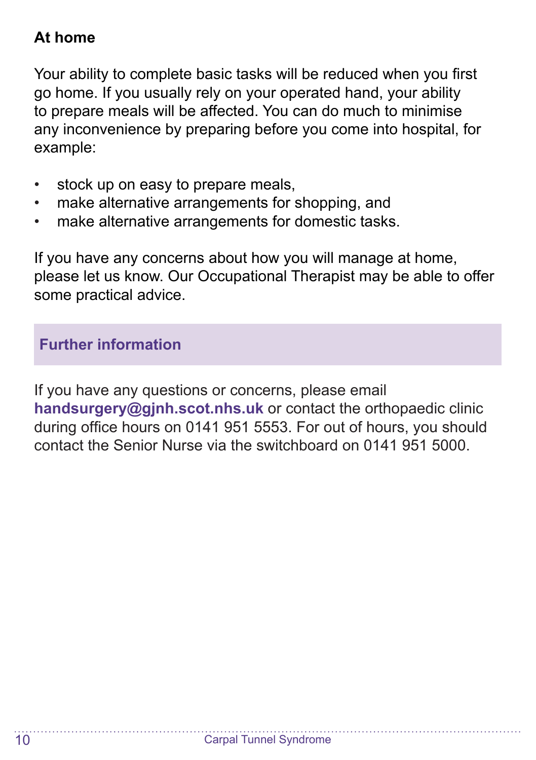### At home

Your ability to complete basic tasks will be reduced when you first go home. If you usually rely on your operated hand, your ability to prepare meals will be affected. You can do much to minimise any inconvenience by preparing before you come into hospital, for example:

- stock up on easy to prepare meals,
- make alternative arrangements for shopping, and
- make alternative arrangements for domestic tasks.

If you have any concerns about how you will manage at home, please let us know. Our Occupational Therapist may be able to offer some practical advice.

## Further information

If you have any questions or concerns, please email **handsurgery@gjnh.scot.nhs.uk** or contact the orthopaedic clinic during office hours on 0141 951 5553. For out of hours, you should contact the Senior Nurse via the switchboard on 0141 951 5000.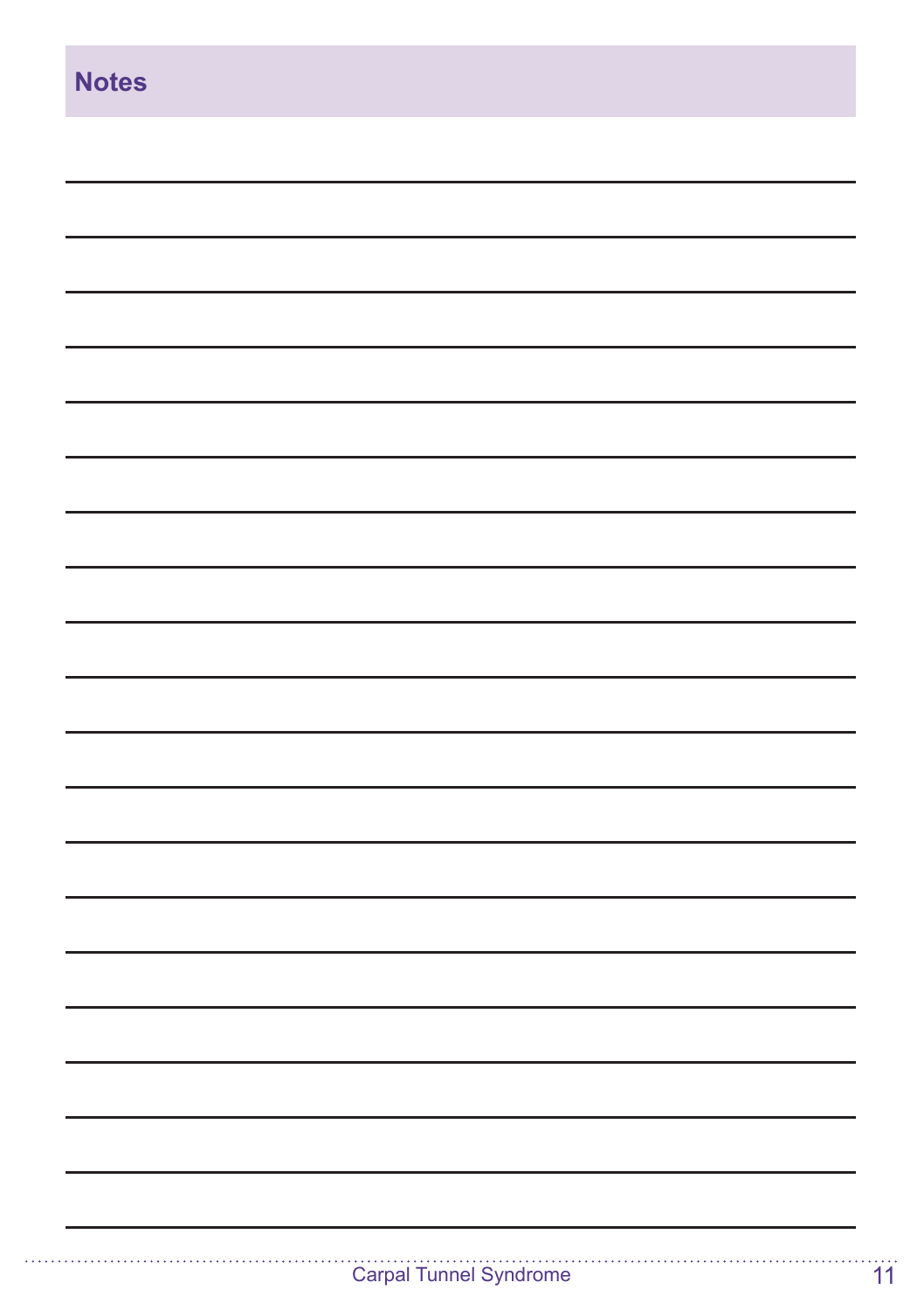## Notes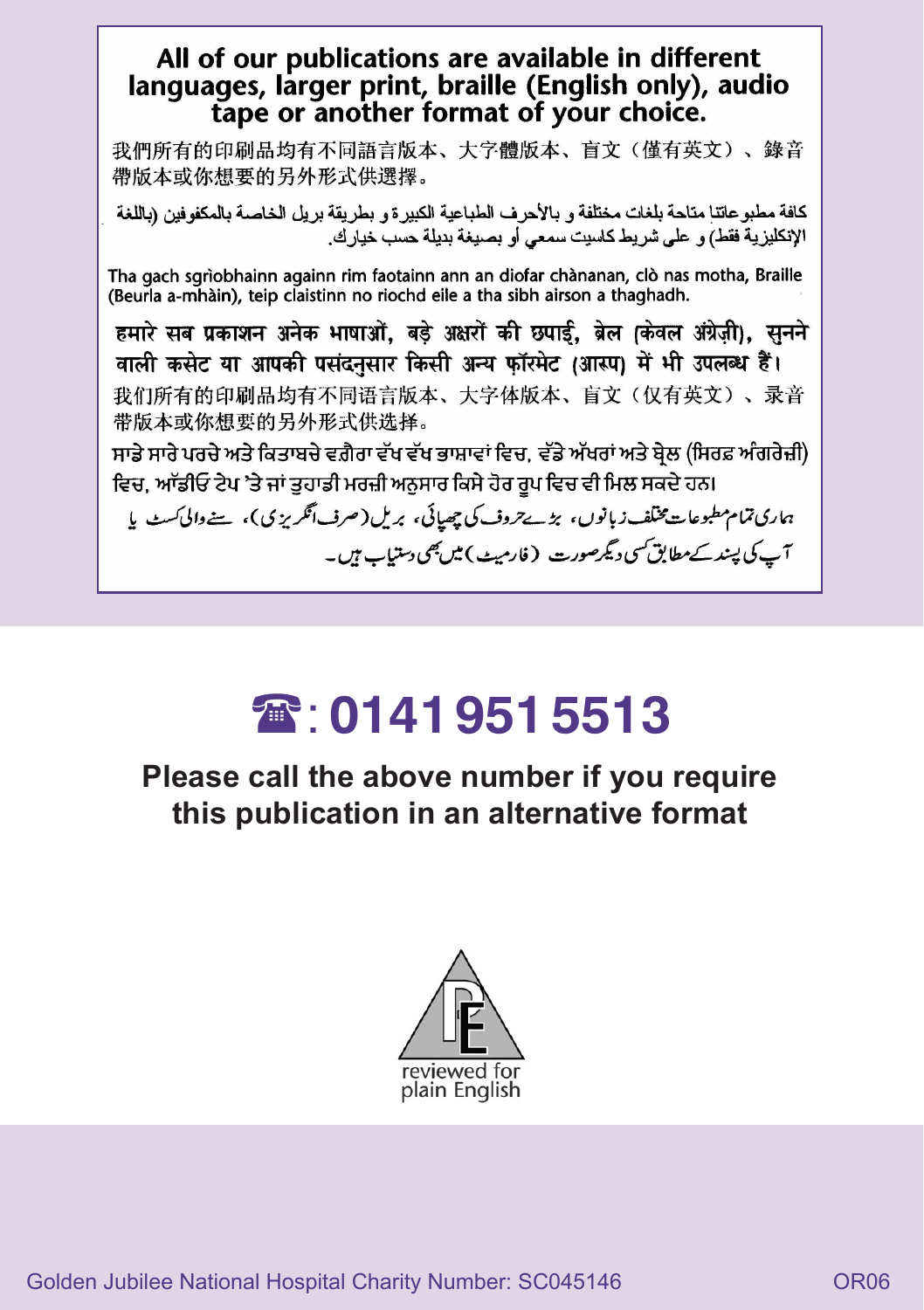**All of our publications are available in different languages, larger print, braille (English only), audio tape or another format of your choice.**

我們所有的印刷品均有不同語言版本、大字體版本、盲文（僅有英文）、錄音帶版本或你想要的另外形式供選擇。

كافة مطبوعاتنا متاحة بلغات مختلفة و بالأحرف الطباعية الكبيرة و بطريقة بريل الخاصة بالمكفوفين (باللغة الإنكليزية فقط) و على شريط كاسيت سمعي أو بصيغة بديلة حسب خيارك.

Tha gach sgrìobhainn againn rim faotainn ann an diofar chànanan, clò nas motha, Braille (Beurla a-mhàin), teip claistinn no riochd eile a tha sibh airson a thaghadh.

हमारे सब प्रकाशन अनेक भाषाओं, बड़े अक्षरों की छपाई, ब्रेल (केवल अंग्रेज़ी), सुनने वाली कसेट या आपकी पसंदनुसार किसी अन्य फॉरमेट (आरूप) में भी उपलब्ध हैं।

我们所有的印刷品均有不同语言版本、大字体版本、盲文（仅有英文）、录音带版本或你想要的另外形式供选择。

ਸਾਡੇ ਸਾਰੇ ਪਰਚੇ ਅਤੇ ਕਿਤਾਬਚੇ ਵਗ਼ੈਰਾ ਵੱਖ ਵੱਖ ਭਾਸ਼ਾਵਾਂ ਵਿਚ, ਵੱਡੇ ਅੱਖਰਾਂ ਅਤੇ ਬ੍ਰੇਲ (ਸਿਰਫ਼ ਅੰਗਰੇਜ਼ੀ) ਵਿਚ, ਔਡੀਓ ਟੇਪ 'ਤੇ ਜਾਂ ਤੁਹਾਡੀ ਮਰਜ਼ੀ ਅਨੁਸਾਰ ਕਿਸੇ ਹੋਰ ਰੂਪ ਵਿਚ ਵੀ ਮਿਲ ਸਕਦੇ ਹਨ।

ہماری تمام مطبوعات مختلف زبانوں، بڑے حروف کی چھپائی، بریل (صرف انگریزی)، سننے والی کسٹ یا آپ کی پسند کے مطابق کسی دیگر صورت (فارمیٹ) میں بھی دستیاب ہیں۔

# ☎: 0141 951 5513

**Please call the above number if you require this publication in an alternative format**

reviewed for plain English

Golden Jubilee National Hospital Charity Number: SC045146

OR06